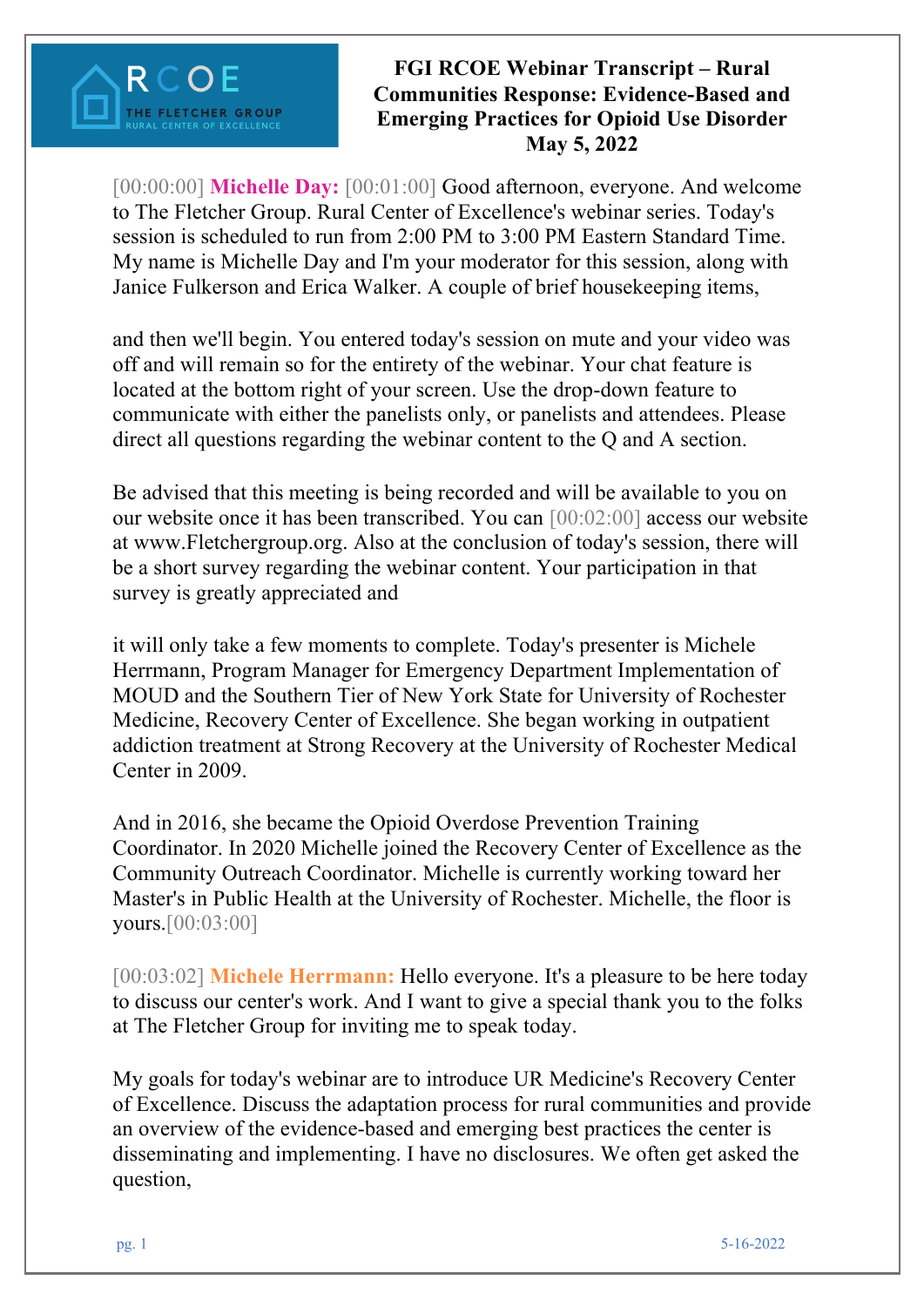# FGI RCOE Webinar Transcript – Rural Communities Response: Evidence-Based and Emerging Practices for Opioid Use Disorder

**May 5, 2022**

[00:00:00] **Michelle Day:** [00:01:00] Good afternoon, everyone. And welcome to The Fletcher Group. Rural Center of Excellence's webinar series. Today's session is scheduled to run from 2:00 PM to 3:00 PM Eastern Standard Time. My name is Michelle Day and I'm your moderator for this session, along with Janice Fulkerson and Erica Walker. A couple of brief housekeeping items,

and then we'll begin. You entered today's session on mute and your video was off and will remain so for the entirety of the webinar. Your chat feature is located at the bottom right of your screen. Use the drop-down feature to communicate with either the panelists only, or panelists and attendees. Please direct all questions regarding the webinar content to the Q and A section.

Be advised that this meeting is being recorded and will be available to you on our website once it has been transcribed. You can [00:02:00] access our website at www.Fletchergroup.org. Also at the conclusion of today's session, there will be a short survey regarding the webinar content. Your participation in that survey is greatly appreciated and

it will only take a few moments to complete. Today's presenter is Michele Herrmann, Program Manager for Emergency Department Implementation of MOUD and the Southern Tier of New York State for University of Rochester Medicine, Recovery Center of Excellence. She began working in outpatient addiction treatment at Strong Recovery at the University of Rochester Medical Center in 2009.

And in 2016, she became the Opioid Overdose Prevention Training Coordinator. In 2020 Michelle joined the Recovery Center of Excellence as the Community Outreach Coordinator. Michelle is currently working toward her Master's in Public Health at the University of Rochester. Michelle, the floor is yours.[00:03:00]

[00:03:02] **Michele Herrmann:** Hello everyone. It's a pleasure to be here today to discuss our center's work. And I want to give a special thank you to the folks at The Fletcher Group for inviting me to speak today.

My goals for today's webinar are to introduce UR Medicine's Recovery Center of Excellence. Discuss the adaptation process for rural communities and provide an overview of the evidence-based and emerging best practices the center is disseminating and implementing. I have no disclosures. We often get asked the question,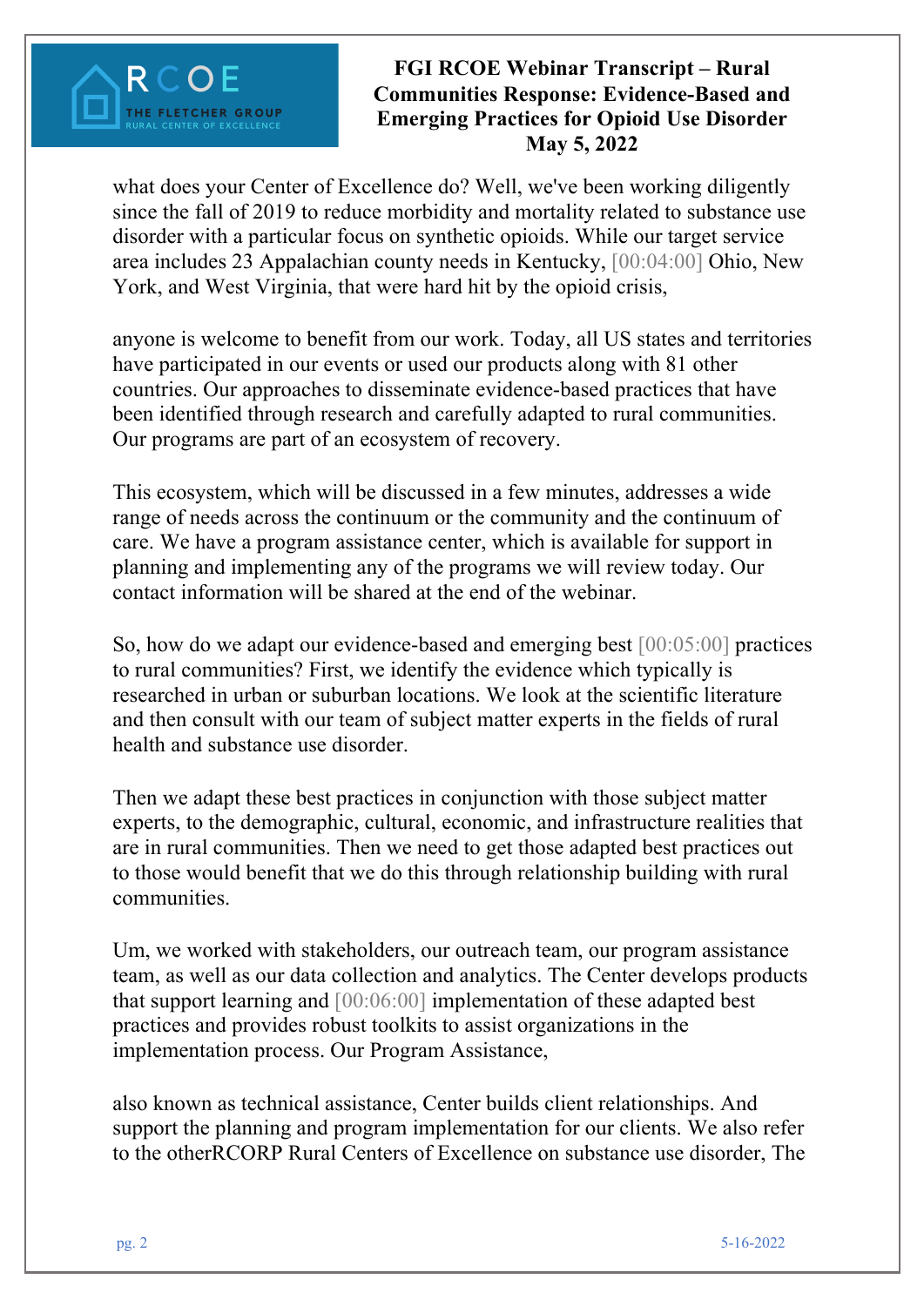what does your Center of Excellence do? Well, we've been working diligently since the fall of 2019 to reduce morbidity and mortality related to substance use disorder with a particular focus on synthetic opioids. While our target service area includes 23 Appalachian county needs in Kentucky, [00:04:00] Ohio, New York, and West Virginia, that were hard hit by the opioid crisis,

anyone is welcome to benefit from our work. Today, all US states and territories have participated in our events or used our products along with 81 other countries. Our approaches to disseminate evidence-based practices that have been identified through research and carefully adapted to rural communities. Our programs are part of an ecosystem of recovery.

This ecosystem, which will be discussed in a few minutes, addresses a wide range of needs across the continuum or the community and the continuum of care. We have a program assistance center, which is available for support in planning and implementing any of the programs we will review today. Our contact information will be shared at the end of the webinar.

So, how do we adapt our evidence-based and emerging best [00:05:00] practices to rural communities? First, we identify the evidence which typically is researched in urban or suburban locations. We look at the scientific literature and then consult with our team of subject matter experts in the fields of rural health and substance use disorder.

Then we adapt these best practices in conjunction with those subject matter experts, to the demographic, cultural, economic, and infrastructure realities that are in rural communities. Then we need to get those adapted best practices out to those would benefit that we do this through relationship building with rural communities.

Um, we worked with stakeholders, our outreach team, our program assistance team, as well as our data collection and analytics. The Center develops products that support learning and [00:06:00] implementation of these adapted best practices and provides robust toolkits to assist organizations in the implementation process. Our Program Assistance,

also known as technical assistance, Center builds client relationships. And support the planning and program implementation for our clients. We also refer to the otherRCORP Rural Centers of Excellence on substance use disorder, The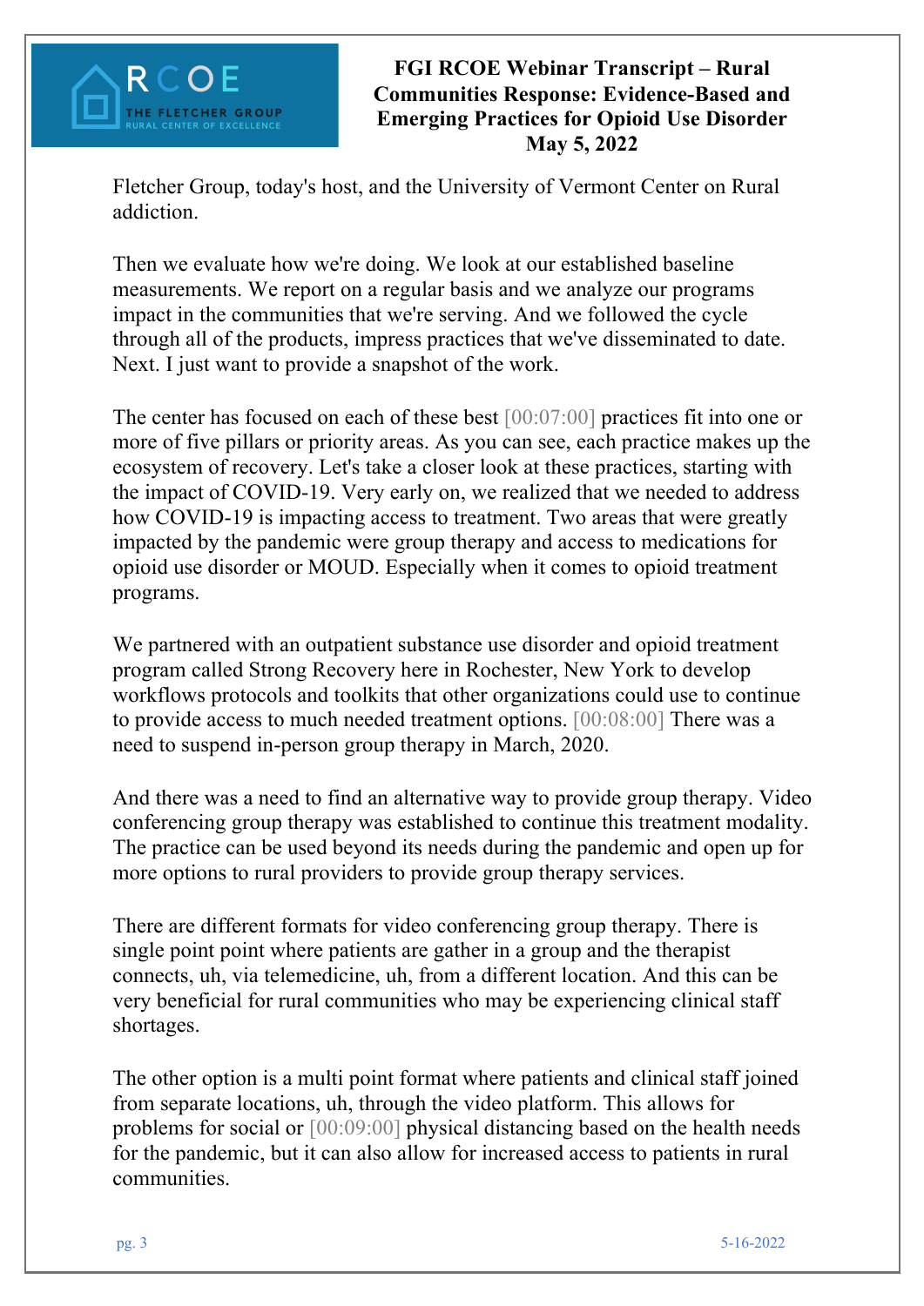Fletcher Group, today's host, and the University of Vermont Center on Rural addiction.

Then we evaluate how we're doing. We look at our established baseline measurements. We report on a regular basis and we analyze our programs impact in the communities that we're serving. And we followed the cycle through all of the products, impress practices that we've disseminated to date. Next. I just want to provide a snapshot of the work.

The center has focused on each of these best [00:07:00] practices fit into one or more of five pillars or priority areas. As you can see, each practice makes up the ecosystem of recovery. Let's take a closer look at these practices, starting with the impact of COVID-19. Very early on, we realized that we needed to address how COVID-19 is impacting access to treatment. Two areas that were greatly impacted by the pandemic were group therapy and access to medications for opioid use disorder or MOUD. Especially when it comes to opioid treatment programs.

We partnered with an outpatient substance use disorder and opioid treatment program called Strong Recovery here in Rochester, New York to develop workflows protocols and toolkits that other organizations could use to continue to provide access to much needed treatment options. [00:08:00] There was a need to suspend in-person group therapy in March, 2020.

And there was a need to find an alternative way to provide group therapy. Video conferencing group therapy was established to continue this treatment modality. The practice can be used beyond its needs during the pandemic and open up for more options to rural providers to provide group therapy services.

There are different formats for video conferencing group therapy. There is single point point where patients are gather in a group and the therapist connects, uh, via telemedicine, uh, from a different location. And this can be very beneficial for rural communities who may be experiencing clinical staff shortages.

The other option is a multi point format where patients and clinical staff joined from separate locations, uh, through the video platform. This allows for problems for social or [00:09:00] physical distancing based on the health needs for the pandemic, but it can also allow for increased access to patients in rural communities.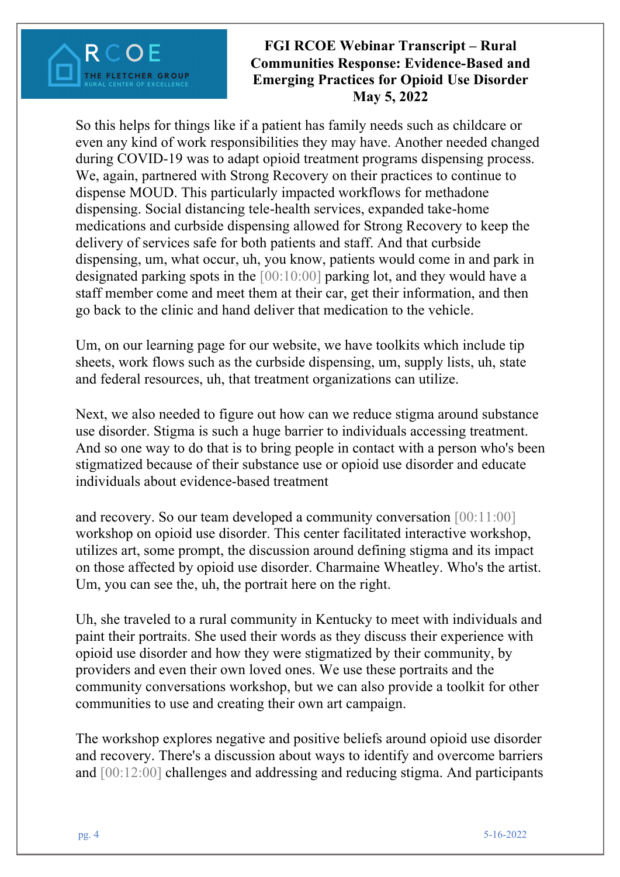So this helps for things like if a patient has family needs such as childcare or even any kind of work responsibilities they may have. Another needed changed during COVID-19 was to adapt opioid treatment programs dispensing process. We, again, partnered with Strong Recovery on their practices to continue to dispense MOUD. This particularly impacted workflows for methadone dispensing. Social distancing tele-health services, expanded take-home medications and curbside dispensing allowed for Strong Recovery to keep the delivery of services safe for both patients and staff. And that curbside dispensing, um, what occur, uh, you know, patients would come in and park in designated parking spots in the [00:10:00] parking lot, and they would have a staff member come and meet them at their car, get their information, and then go back to the clinic and hand deliver that medication to the vehicle.

Um, on our learning page for our website, we have toolkits which include tip sheets, work flows such as the curbside dispensing, um, supply lists, uh, state and federal resources, uh, that treatment organizations can utilize.

Next, we also needed to figure out how can we reduce stigma around substance use disorder. Stigma is such a huge barrier to individuals accessing treatment. And so one way to do that is to bring people in contact with a person who's been stigmatized because of their substance use or opioid use disorder and educate individuals about evidence-based treatment

and recovery. So our team developed a community conversation [00:11:00] workshop on opioid use disorder. This center facilitated interactive workshop, utilizes art, some prompt, the discussion around defining stigma and its impact on those affected by opioid use disorder. Charmaine Wheatley. Who's the artist. Um, you can see the, uh, the portrait here on the right.

Uh, she traveled to a rural community in Kentucky to meet with individuals and paint their portraits. She used their words as they discuss their experience with opioid use disorder and how they were stigmatized by their community, by providers and even their own loved ones. We use these portraits and the community conversations workshop, but we can also provide a toolkit for other communities to use and creating their own art campaign.

The workshop explores negative and positive beliefs around opioid use disorder and recovery. There's a discussion about ways to identify and overcome barriers and [00:12:00] challenges and addressing and reducing stigma. And participants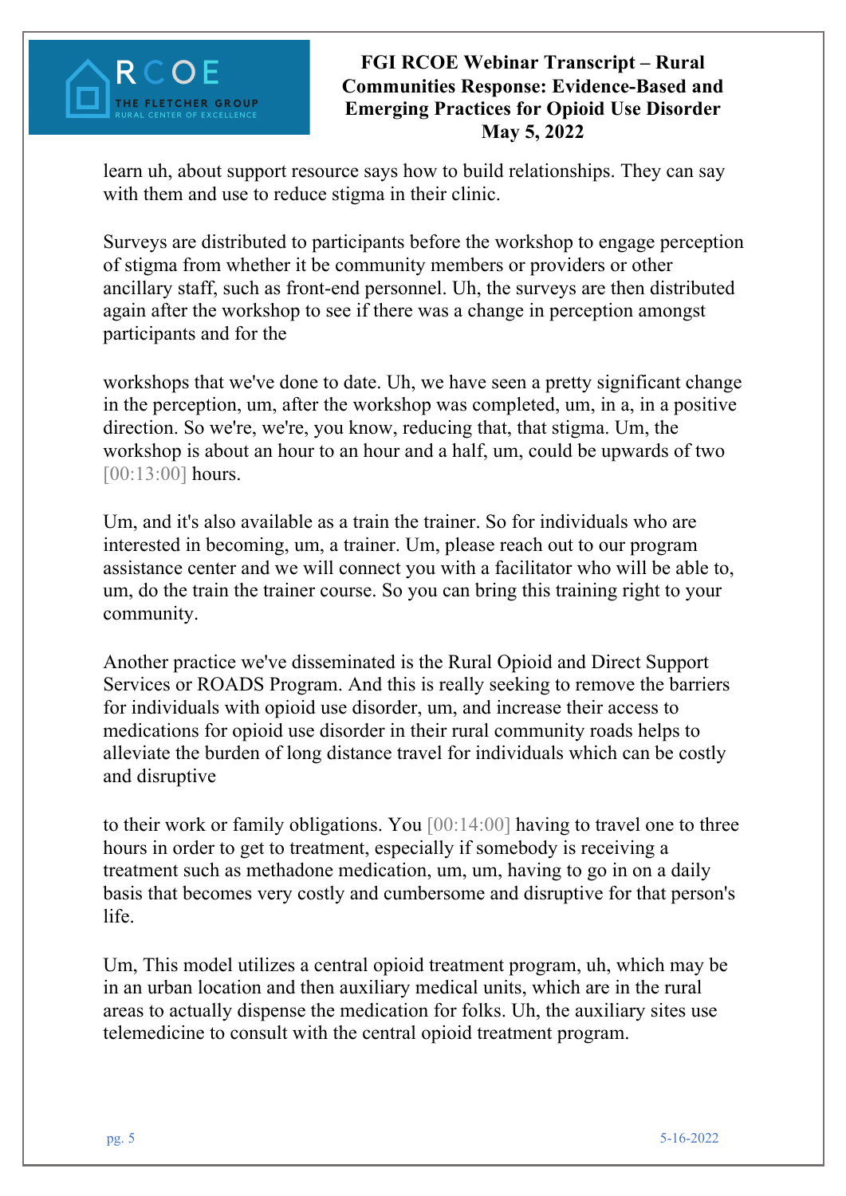learn uh, about support resource says how to build relationships. They can say with them and use to reduce stigma in their clinic.

Surveys are distributed to participants before the workshop to engage perception of stigma from whether it be community members or providers or other ancillary staff, such as front-end personnel. Uh, the surveys are then distributed again after the workshop to see if there was a change in perception amongst participants and for the

workshops that we've done to date. Uh, we have seen a pretty significant change in the perception, um, after the workshop was completed, um, in a, in a positive direction. So we're, we're, you know, reducing that, that stigma. Um, the workshop is about an hour to an hour and a half, um, could be upwards of two [00:13:00] hours.

Um, and it's also available as a train the trainer. So for individuals who are interested in becoming, um, a trainer. Um, please reach out to our program assistance center and we will connect you with a facilitator who will be able to, um, do the train the trainer course. So you can bring this training right to your community.

Another practice we've disseminated is the Rural Opioid and Direct Support Services or ROADS Program. And this is really seeking to remove the barriers for individuals with opioid use disorder, um, and increase their access to medications for opioid use disorder in their rural community roads helps to alleviate the burden of long distance travel for individuals which can be costly and disruptive

to their work or family obligations. You [00:14:00] having to travel one to three hours in order to get to treatment, especially if somebody is receiving a treatment such as methadone medication, um, um, having to go in on a daily basis that becomes very costly and cumbersome and disruptive for that person's life.

Um, This model utilizes a central opioid treatment program, uh, which may be in an urban location and then auxiliary medical units, which are in the rural areas to actually dispense the medication for folks. Uh, the auxiliary sites use telemedicine to consult with the central opioid treatment program.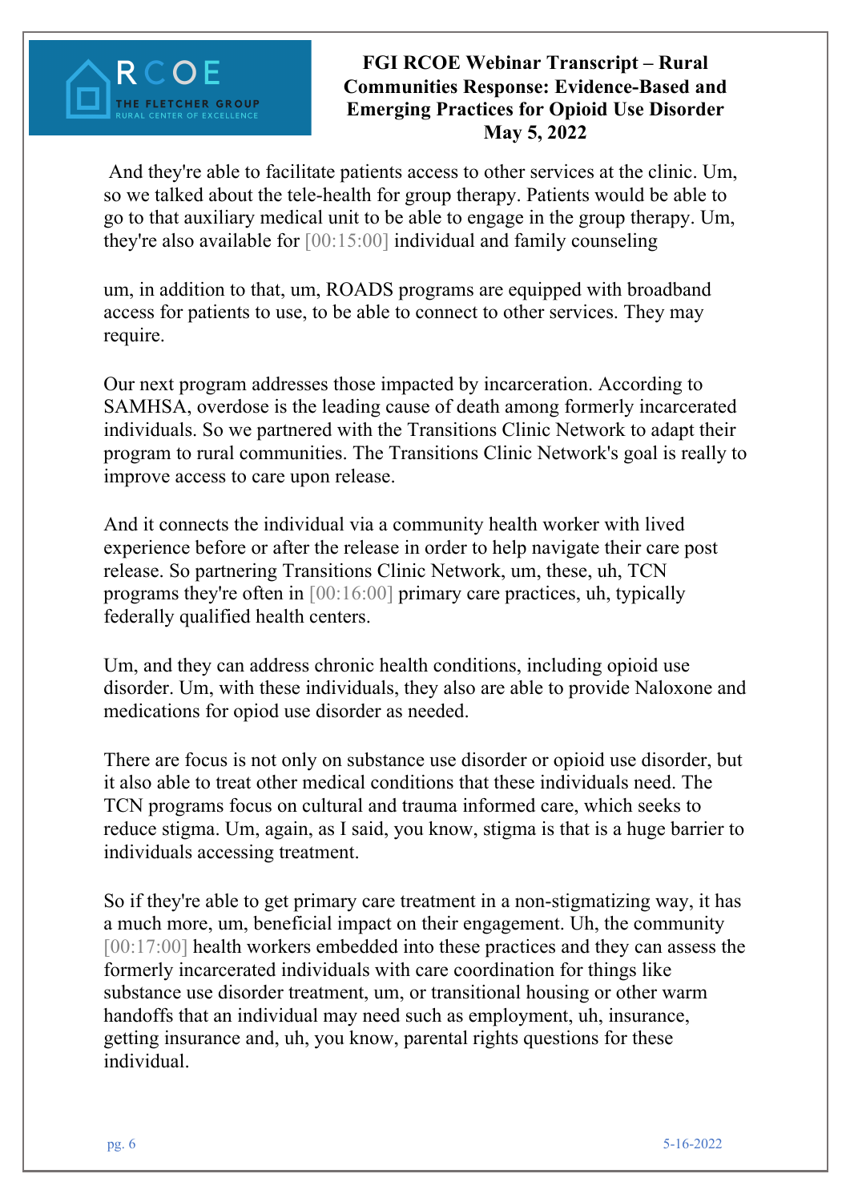And they're able to facilitate patients access to other services at the clinic. Um, so we talked about the tele-health for group therapy. Patients would be able to go to that auxiliary medical unit to be able to engage in the group therapy. Um, they're also available for [00:15:00] individual and family counseling

um, in addition to that, um, ROADS programs are equipped with broadband access for patients to use, to be able to connect to other services. They may require.

Our next program addresses those impacted by incarceration. According to SAMHSA, overdose is the leading cause of death among formerly incarcerated individuals. So we partnered with the Transitions Clinic Network to adapt their program to rural communities. The Transitions Clinic Network's goal is really to improve access to care upon release.

And it connects the individual via a community health worker with lived experience before or after the release in order to help navigate their care post release. So partnering Transitions Clinic Network, um, these, uh, TCN programs they're often in [00:16:00] primary care practices, uh, typically federally qualified health centers.

Um, and they can address chronic health conditions, including opioid use disorder. Um, with these individuals, they also are able to provide Naloxone and medications for opiod use disorder as needed.

There are focus is not only on substance use disorder or opioid use disorder, but it also able to treat other medical conditions that these individuals need. The TCN programs focus on cultural and trauma informed care, which seeks to reduce stigma. Um, again, as I said, you know, stigma is that is a huge barrier to individuals accessing treatment.

So if they're able to get primary care treatment in a non-stigmatizing way, it has a much more, um, beneficial impact on their engagement. Uh, the community [00:17:00] health workers embedded into these practices and they can assess the formerly incarcerated individuals with care coordination for things like substance use disorder treatment, um, or transitional housing or other warm handoffs that an individual may need such as employment, uh, insurance, getting insurance and, uh, you know, parental rights questions for these individual.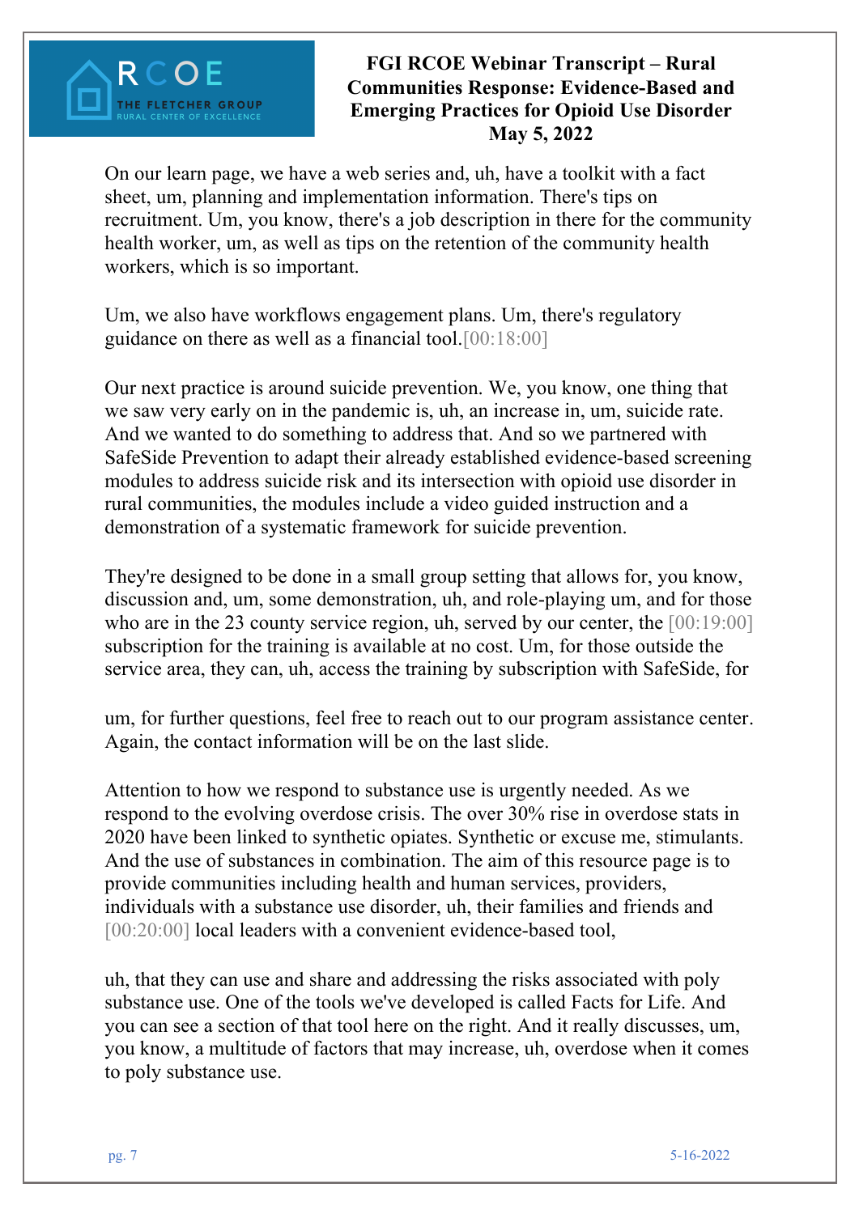On our learn page, we have a web series and, uh, have a toolkit with a fact sheet, um, planning and implementation information. There's tips on recruitment. Um, you know, there's a job description in there for the community health worker, um, as well as tips on the retention of the community health workers, which is so important.

Um, we also have workflows engagement plans. Um, there's regulatory guidance on there as well as a financial tool.[00:18:00]

Our next practice is around suicide prevention. We, you know, one thing that we saw very early on in the pandemic is, uh, an increase in, um, suicide rate. And we wanted to do something to address that. And so we partnered with SafeSide Prevention to adapt their already established evidence-based screening modules to address suicide risk and its intersection with opioid use disorder in rural communities, the modules include a video guided instruction and a demonstration of a systematic framework for suicide prevention.

They're designed to be done in a small group setting that allows for, you know, discussion and, um, some demonstration, uh, and role-playing um, and for those who are in the 23 county service region, uh, served by our center, the [00:19:00] subscription for the training is available at no cost. Um, for those outside the service area, they can, uh, access the training by subscription with SafeSide, for

um, for further questions, feel free to reach out to our program assistance center. Again, the contact information will be on the last slide.

Attention to how we respond to substance use is urgently needed. As we respond to the evolving overdose crisis. The over 30% rise in overdose stats in 2020 have been linked to synthetic opiates. Synthetic or excuse me, stimulants. And the use of substances in combination. The aim of this resource page is to provide communities including health and human services, providers, individuals with a substance use disorder, uh, their families and friends and [00:20:00] local leaders with a convenient evidence-based tool,

uh, that they can use and share and addressing the risks associated with poly substance use. One of the tools we've developed is called Facts for Life. And you can see a section of that tool here on the right. And it really discusses, um, you know, a multitude of factors that may increase, uh, overdose when it comes to poly substance use.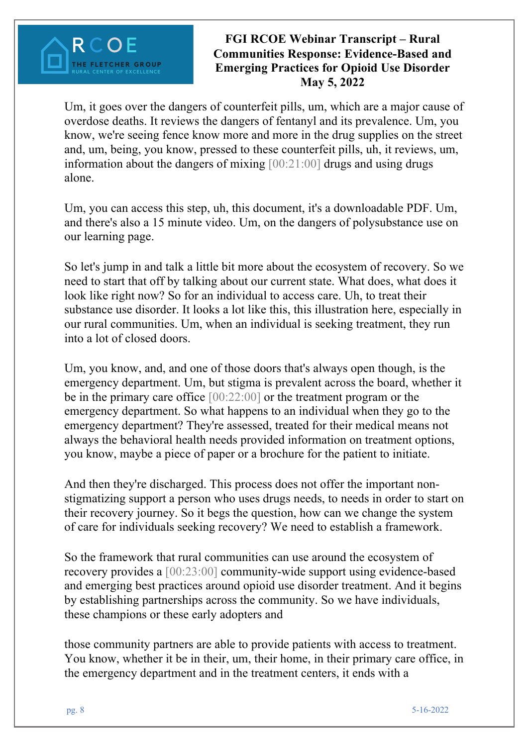Um, it goes over the dangers of counterfeit pills, um, which are a major cause of overdose deaths. It reviews the dangers of fentanyl and its prevalence. Um, you know, we're seeing fence know more and more in the drug supplies on the street and, um, being, you know, pressed to these counterfeit pills, uh, it reviews, um, information about the dangers of mixing [00:21:00] drugs and using drugs alone.

Um, you can access this step, uh, this document, it's a downloadable PDF. Um, and there's also a 15 minute video. Um, on the dangers of polysubstance use on our learning page.

So let's jump in and talk a little bit more about the ecosystem of recovery. So we need to start that off by talking about our current state. What does, what does it look like right now? So for an individual to access care. Uh, to treat their substance use disorder. It looks a lot like this, this illustration here, especially in our rural communities. Um, when an individual is seeking treatment, they run into a lot of closed doors.

Um, you know, and, and one of those doors that's always open though, is the emergency department. Um, but stigma is prevalent across the board, whether it be in the primary care office [00:22:00] or the treatment program or the emergency department. So what happens to an individual when they go to the emergency department? They're assessed, treated for their medical means not always the behavioral health needs provided information on treatment options, you know, maybe a piece of paper or a brochure for the patient to initiate.

And then they're discharged. This process does not offer the important non-stigmatizing support a person who uses drugs needs, to needs in order to start on their recovery journey. So it begs the question, how can we change the system of care for individuals seeking recovery? We need to establish a framework.

So the framework that rural communities can use around the ecosystem of recovery provides a [00:23:00] community-wide support using evidence-based and emerging best practices around opioid use disorder treatment. And it begins by establishing partnerships across the community. So we have individuals, these champions or these early adopters and

those community partners are able to provide patients with access to treatment. You know, whether it be in their, um, their home, in their primary care office, in the emergency department and in the treatment centers, it ends with a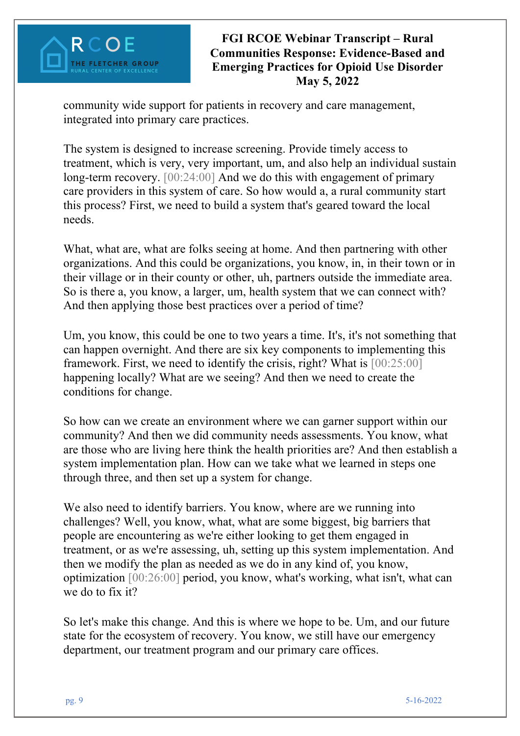community wide support for patients in recovery and care management, integrated into primary care practices.

The system is designed to increase screening. Provide timely access to treatment, which is very, very important, um, and also help an individual sustain long-term recovery. [00:24:00] And we do this with engagement of primary care providers in this system of care. So how would a, a rural community start this process? First, we need to build a system that's geared toward the local needs.

What, what are, what are folks seeing at home. And then partnering with other organizations. And this could be organizations, you know, in, in their town or in their village or in their county or other, uh, partners outside the immediate area. So is there a, you know, a larger, um, health system that we can connect with? And then applying those best practices over a period of time?

Um, you know, this could be one to two years a time. It's, it's not something that can happen overnight. And there are six key components to implementing this framework. First, we need to identify the crisis, right? What is [00:25:00] happening locally? What are we seeing? And then we need to create the conditions for change.

So how can we create an environment where we can garner support within our community? And then we did community needs assessments. You know, what are those who are living here think the health priorities are? And then establish a system implementation plan. How can we take what we learned in steps one through three, and then set up a system for change.

We also need to identify barriers. You know, where are we running into challenges? Well, you know, what, what are some biggest, big barriers that people are encountering as we're either looking to get them engaged in treatment, or as we're assessing, uh, setting up this system implementation. And then we modify the plan as needed as we do in any kind of, you know, optimization [00:26:00] period, you know, what's working, what isn't, what can we do to fix it?

So let's make this change. And this is where we hope to be. Um, and our future state for the ecosystem of recovery. You know, we still have our emergency department, our treatment program and our primary care offices.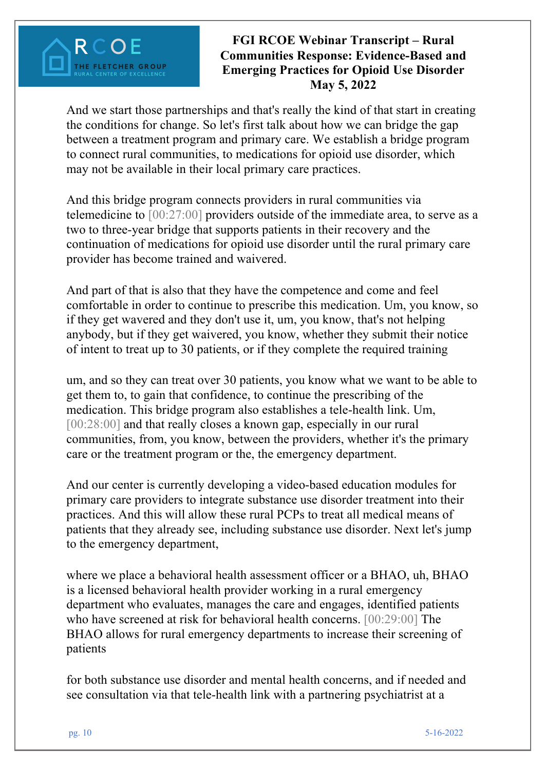And we start those partnerships and that's really the kind of that start in creating the conditions for change. So let's first talk about how we can bridge the gap between a treatment program and primary care. We establish a bridge program to connect rural communities, to medications for opioid use disorder, which may not be available in their local primary care practices.

And this bridge program connects providers in rural communities via telemedicine to [00:27:00] providers outside of the immediate area, to serve as a two to three-year bridge that supports patients in their recovery and the continuation of medications for opioid use disorder until the rural primary care provider has become trained and waivered.

And part of that is also that they have the competence and come and feel comfortable in order to continue to prescribe this medication. Um, you know, so if they get wavered and they don't use it, um, you know, that's not helping anybody, but if they get waivered, you know, whether they submit their notice of intent to treat up to 30 patients, or if they complete the required training

um, and so they can treat over 30 patients, you know what we want to be able to get them to, to gain that confidence, to continue the prescribing of the medication. This bridge program also establishes a tele-health link. Um, [00:28:00] and that really closes a known gap, especially in our rural communities, from, you know, between the providers, whether it's the primary care or the treatment program or the, the emergency department.

And our center is currently developing a video-based education modules for primary care providers to integrate substance use disorder treatment into their practices. And this will allow these rural PCPs to treat all medical means of patients that they already see, including substance use disorder. Next let's jump to the emergency department,

where we place a behavioral health assessment officer or a BHAO, uh, BHAO is a licensed behavioral health provider working in a rural emergency department who evaluates, manages the care and engages, identified patients who have screened at risk for behavioral health concerns. [00:29:00] The BHAO allows for rural emergency departments to increase their screening of patients

for both substance use disorder and mental health concerns, and if needed and see consultation via that tele-health link with a partnering psychiatrist at a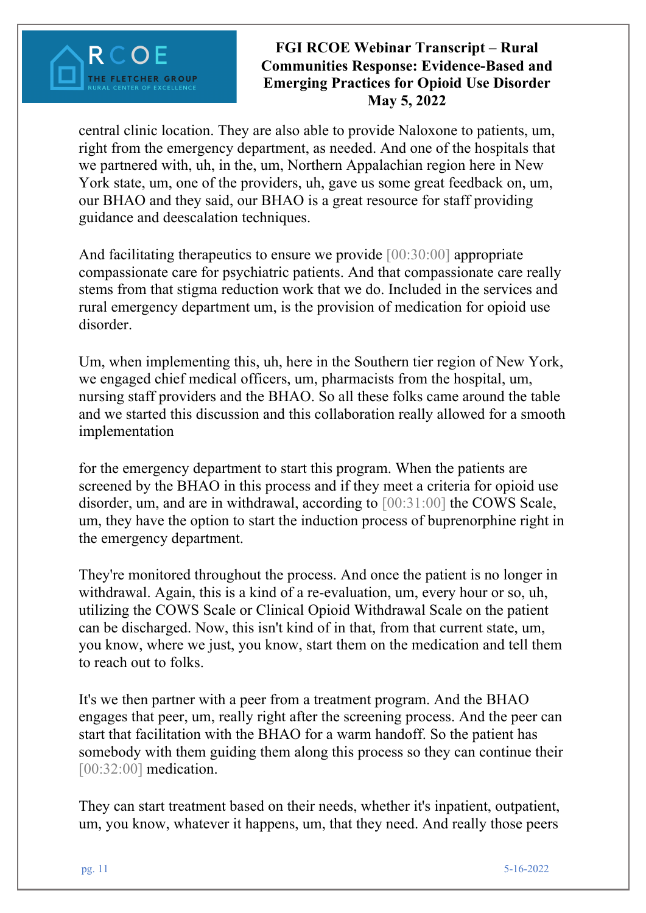central clinic location. They are also able to provide Naloxone to patients, um, right from the emergency department, as needed. And one of the hospitals that we partnered with, uh, in the, um, Northern Appalachian region here in New York state, um, one of the providers, uh, gave us some great feedback on, um, our BHAO and they said, our BHAO is a great resource for staff providing guidance and deescalation techniques.

And facilitating therapeutics to ensure we provide [00:30:00] appropriate compassionate care for psychiatric patients. And that compassionate care really stems from that stigma reduction work that we do. Included in the services and rural emergency department um, is the provision of medication for opioid use disorder.

Um, when implementing this, uh, here in the Southern tier region of New York, we engaged chief medical officers, um, pharmacists from the hospital, um, nursing staff providers and the BHAO. So all these folks came around the table and we started this discussion and this collaboration really allowed for a smooth implementation

for the emergency department to start this program. When the patients are screened by the BHAO in this process and if they meet a criteria for opioid use disorder, um, and are in withdrawal, according to [00:31:00] the COWS Scale, um, they have the option to start the induction process of buprenorphine right in the emergency department.

They're monitored throughout the process. And once the patient is no longer in withdrawal. Again, this is a kind of a re-evaluation, um, every hour or so, uh, utilizing the COWS Scale or Clinical Opioid Withdrawal Scale on the patient can be discharged. Now, this isn't kind of in that, from that current state, um, you know, where we just, you know, start them on the medication and tell them to reach out to folks.

It's we then partner with a peer from a treatment program. And the BHAO engages that peer, um, really right after the screening process. And the peer can start that facilitation with the BHAO for a warm handoff. So the patient has somebody with them guiding them along this process so they can continue their [00:32:00] medication.

They can start treatment based on their needs, whether it's inpatient, outpatient, um, you know, whatever it happens, um, that they need. And really those peers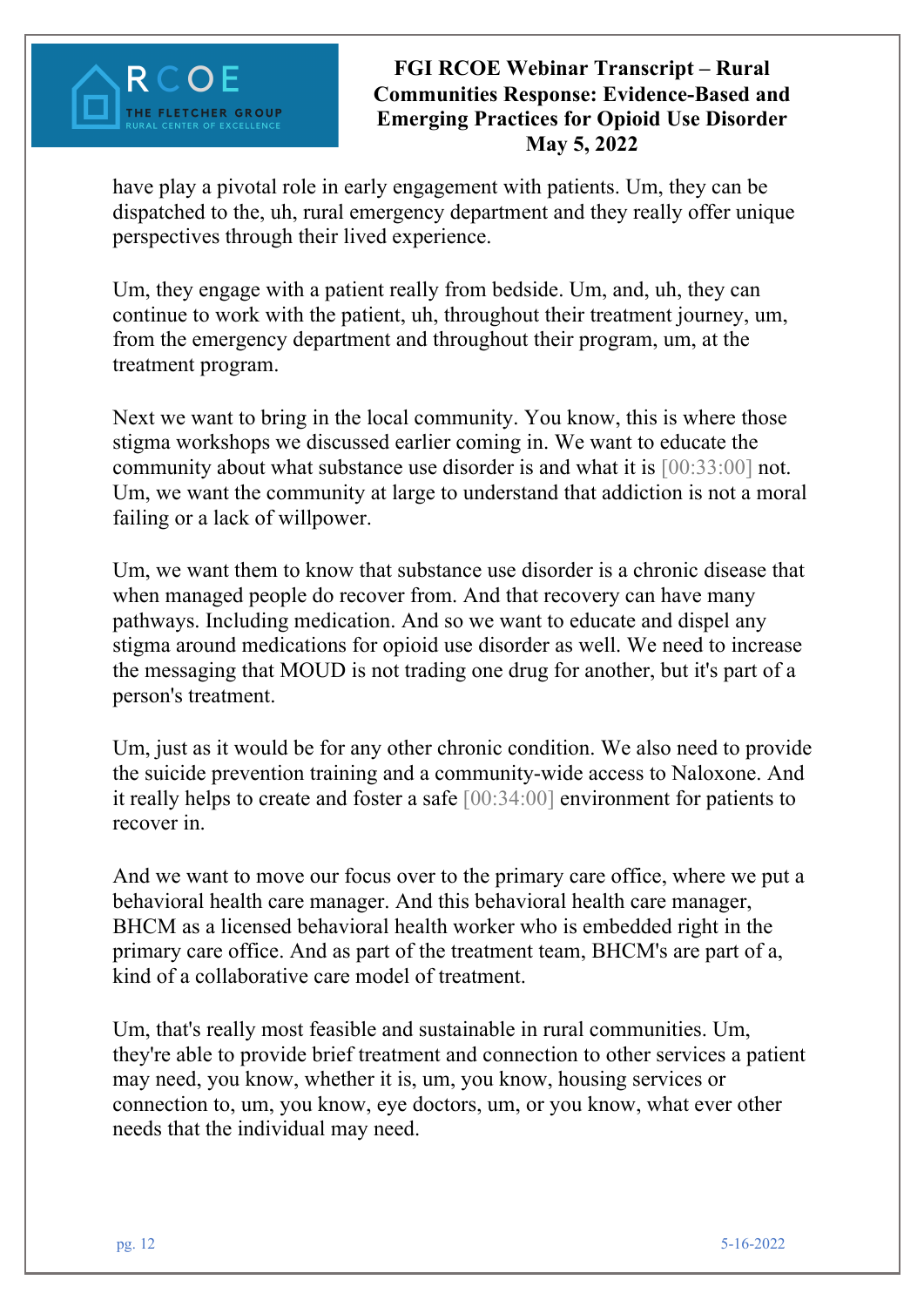have play a pivotal role in early engagement with patients. Um, they can be dispatched to the, uh, rural emergency department and they really offer unique perspectives through their lived experience.

Um, they engage with a patient really from bedside. Um, and, uh, they can continue to work with the patient, uh, throughout their treatment journey, um, from the emergency department and throughout their program, um, at the treatment program.

Next we want to bring in the local community. You know, this is where those stigma workshops we discussed earlier coming in. We want to educate the community about what substance use disorder is and what it is [00:33:00] not. Um, we want the community at large to understand that addiction is not a moral failing or a lack of willpower.

Um, we want them to know that substance use disorder is a chronic disease that when managed people do recover from. And that recovery can have many pathways. Including medication. And so we want to educate and dispel any stigma around medications for opioid use disorder as well. We need to increase the messaging that MOUD is not trading one drug for another, but it's part of a person's treatment.

Um, just as it would be for any other chronic condition. We also need to provide the suicide prevention training and a community-wide access to Naloxone. And it really helps to create and foster a safe [00:34:00] environment for patients to recover in.

And we want to move our focus over to the primary care office, where we put a behavioral health care manager. And this behavioral health care manager, BHCM as a licensed behavioral health worker who is embedded right in the primary care office. And as part of the treatment team, BHCM's are part of a, kind of a collaborative care model of treatment.

Um, that's really most feasible and sustainable in rural communities. Um, they're able to provide brief treatment and connection to other services a patient may need, you know, whether it is, um, you know, housing services or connection to, um, you know, eye doctors, um, or you know, what ever other needs that the individual may need.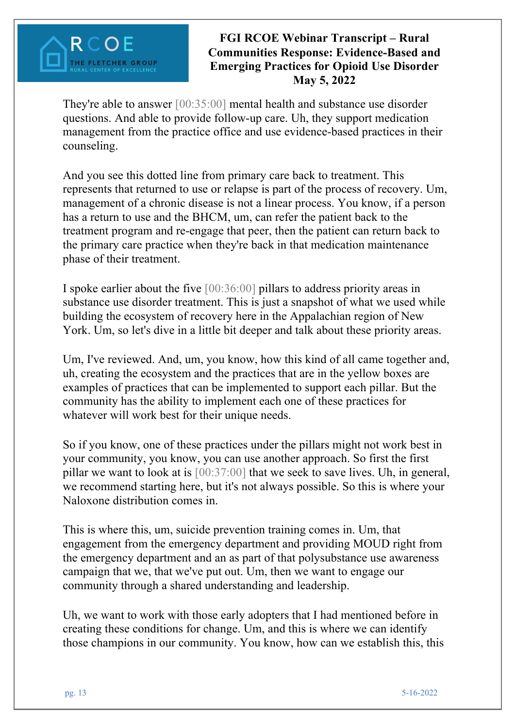They're able to answer [00:35:00] mental health and substance use disorder questions. And able to provide follow-up care. Uh, they support medication management from the practice office and use evidence-based practices in their counseling.

And you see this dotted line from primary care back to treatment. This represents that returned to use or relapse is part of the process of recovery. Um, management of a chronic disease is not a linear process. You know, if a person has a return to use and the BHCM, um, can refer the patient back to the treatment program and re-engage that peer, then the patient can return back to the primary care practice when they're back in that medication maintenance phase of their treatment.

I spoke earlier about the five [00:36:00] pillars to address priority areas in substance use disorder treatment. This is just a snapshot of what we used while building the ecosystem of recovery here in the Appalachian region of New York. Um, so let's dive in a little bit deeper and talk about these priority areas.

Um, I've reviewed. And, um, you know, how this kind of all came together and, uh, creating the ecosystem and the practices that are in the yellow boxes are examples of practices that can be implemented to support each pillar. But the community has the ability to implement each one of these practices for whatever will work best for their unique needs.

So if you know, one of these practices under the pillars might not work best in your community, you know, you can use another approach. So first the first pillar we want to look at is [00:37:00] that we seek to save lives. Uh, in general, we recommend starting here, but it's not always possible. So this is where your Naloxone distribution comes in.

This is where this, um, suicide prevention training comes in. Um, that engagement from the emergency department and providing MOUD right from the emergency department and an as part of that polysubstance use awareness campaign that we, that we've put out. Um, then we want to engage our community through a shared understanding and leadership.

Uh, we want to work with those early adopters that I had mentioned before in creating these conditions for change. Um, and this is where we can identify those champions in our community. You know, how can we establish this, this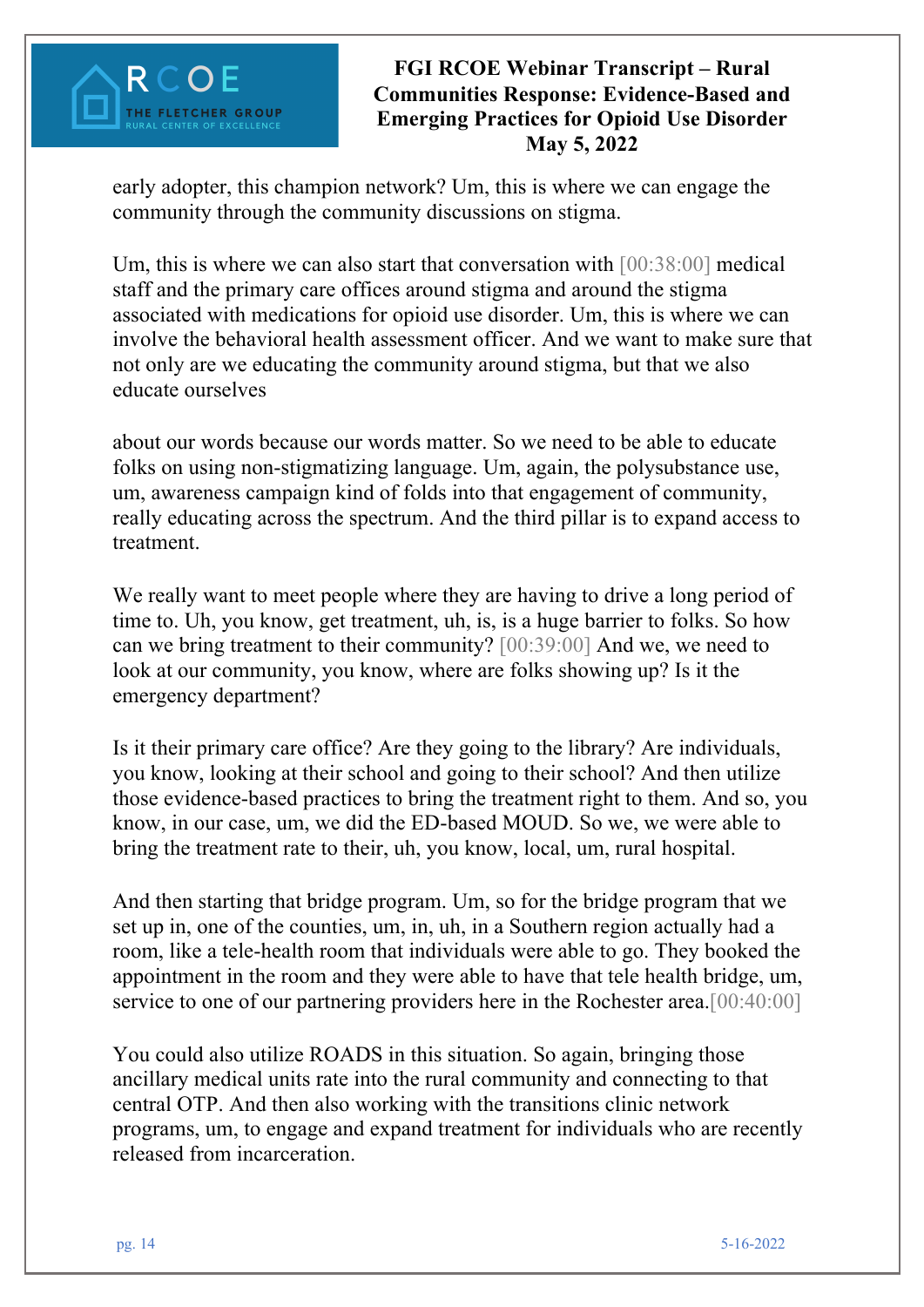early adopter, this champion network? Um, this is where we can engage the community through the community discussions on stigma.

Um, this is where we can also start that conversation with [00:38:00] medical staff and the primary care offices around stigma and around the stigma associated with medications for opioid use disorder. Um, this is where we can involve the behavioral health assessment officer. And we want to make sure that not only are we educating the community around stigma, but that we also educate ourselves

about our words because our words matter. So we need to be able to educate folks on using non-stigmatizing language. Um, again, the polysubstance use, um, awareness campaign kind of folds into that engagement of community, really educating across the spectrum. And the third pillar is to expand access to treatment.

We really want to meet people where they are having to drive a long period of time to. Uh, you know, get treatment, uh, is, is a huge barrier to folks. So how can we bring treatment to their community? [00:39:00] And we, we need to look at our community, you know, where are folks showing up? Is it the emergency department?

Is it their primary care office? Are they going to the library? Are individuals, you know, looking at their school and going to their school? And then utilize those evidence-based practices to bring the treatment right to them. And so, you know, in our case, um, we did the ED-based MOUD. So we, we were able to bring the treatment rate to their, uh, you know, local, um, rural hospital.

And then starting that bridge program. Um, so for the bridge program that we set up in, one of the counties, um, in, uh, in a Southern region actually had a room, like a tele-health room that individuals were able to go. They booked the appointment in the room and they were able to have that tele health bridge, um, service to one of our partnering providers here in the Rochester area.[00:40:00]

You could also utilize ROADS in this situation. So again, bringing those ancillary medical units rate into the rural community and connecting to that central OTP. And then also working with the transitions clinic network programs, um, to engage and expand treatment for individuals who are recently released from incarceration.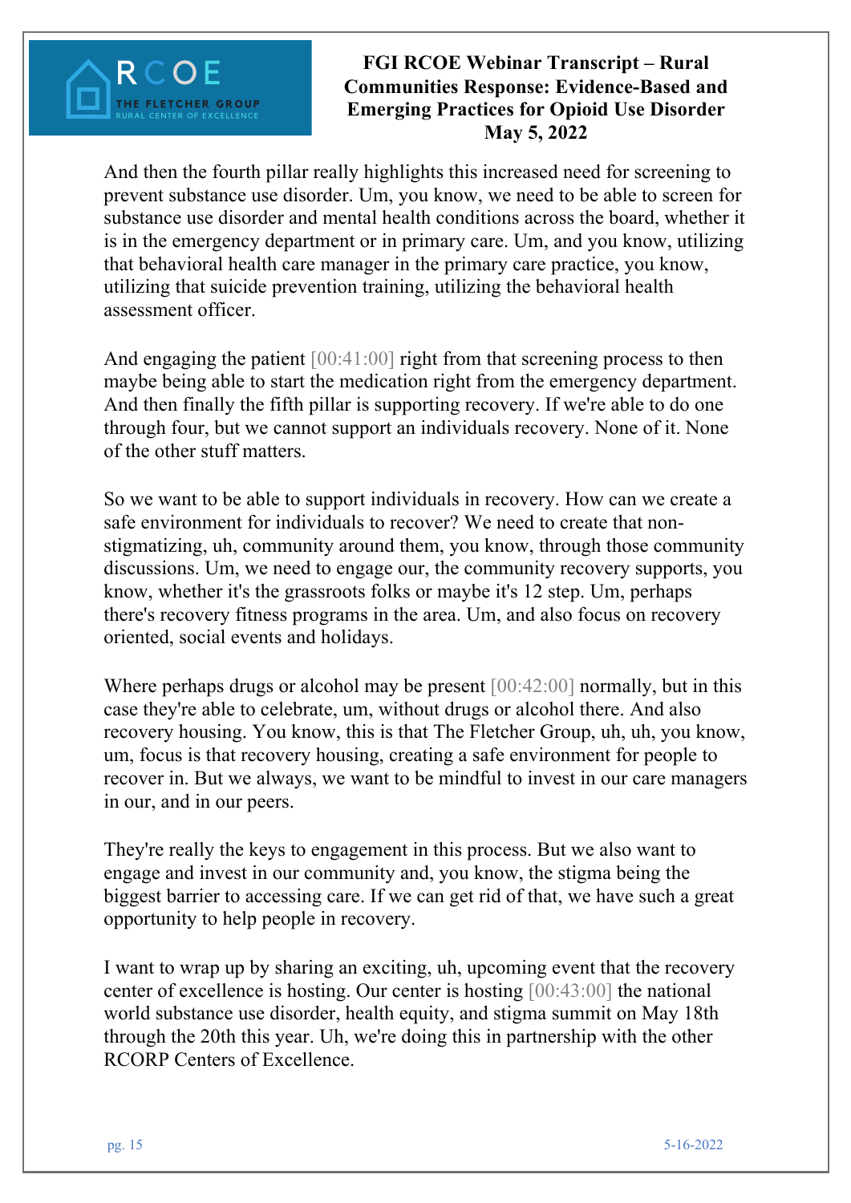And then the fourth pillar really highlights this increased need for screening to prevent substance use disorder. Um, you know, we need to be able to screen for substance use disorder and mental health conditions across the board, whether it is in the emergency department or in primary care. Um, and you know, utilizing that behavioral health care manager in the primary care practice, you know, utilizing that suicide prevention training, utilizing the behavioral health assessment officer.

And engaging the patient [00:41:00] right from that screening process to then maybe being able to start the medication right from the emergency department. And then finally the fifth pillar is supporting recovery. If we're able to do one through four, but we cannot support an individuals recovery. None of it. None of the other stuff matters.

So we want to be able to support individuals in recovery. How can we create a safe environment for individuals to recover? We need to create that non-stigmatizing, uh, community around them, you know, through those community discussions. Um, we need to engage our, the community recovery supports, you know, whether it's the grassroots folks or maybe it's 12 step. Um, perhaps there's recovery fitness programs in the area. Um, and also focus on recovery oriented, social events and holidays.

Where perhaps drugs or alcohol may be present [00:42:00] normally, but in this case they're able to celebrate, um, without drugs or alcohol there. And also recovery housing. You know, this is that The Fletcher Group, uh, uh, you know, um, focus is that recovery housing, creating a safe environment for people to recover in. But we always, we want to be mindful to invest in our care managers in our, and in our peers.

They're really the keys to engagement in this process. But we also want to engage and invest in our community and, you know, the stigma being the biggest barrier to accessing care. If we can get rid of that, we have such a great opportunity to help people in recovery.

I want to wrap up by sharing an exciting, uh, upcoming event that the recovery center of excellence is hosting. Our center is hosting [00:43:00] the national world substance use disorder, health equity, and stigma summit on May 18th through the 20th this year. Uh, we're doing this in partnership with the other RCORP Centers of Excellence.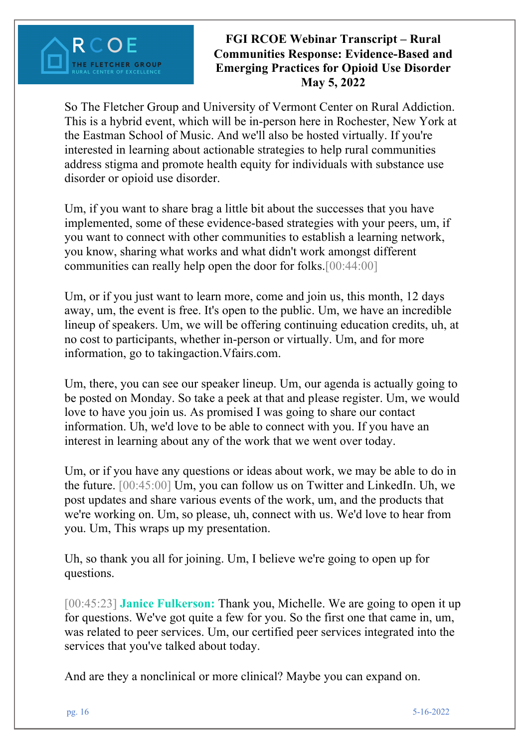So The Fletcher Group and University of Vermont Center on Rural Addiction. This is a hybrid event, which will be in-person here in Rochester, New York at the Eastman School of Music. And we'll also be hosted virtually. If you're interested in learning about actionable strategies to help rural communities address stigma and promote health equity for individuals with substance use disorder or opioid use disorder.

Um, if you want to share brag a little bit about the successes that you have implemented, some of these evidence-based strategies with your peers, um, if you want to connect with other communities to establish a learning network, you know, sharing what works and what didn't work amongst different communities can really help open the door for folks.[00:44:00]

Um, or if you just want to learn more, come and join us, this month, 12 days away, um, the event is free. It's open to the public. Um, we have an incredible lineup of speakers. Um, we will be offering continuing education credits, uh, at no cost to participants, whether in-person or virtually. Um, and for more information, go to takingaction.Vfairs.com.

Um, there, you can see our speaker lineup. Um, our agenda is actually going to be posted on Monday. So take a peek at that and please register. Um, we would love to have you join us. As promised I was going to share our contact information. Uh, we'd love to be able to connect with you. If you have an interest in learning about any of the work that we went over today.

Um, or if you have any questions or ideas about work, we may be able to do in the future. [00:45:00] Um, you can follow us on Twitter and LinkedIn. Uh, we post updates and share various events of the work, um, and the products that we're working on. Um, so please, uh, connect with us. We'd love to hear from you. Um, This wraps up my presentation.

Uh, so thank you all for joining. Um, I believe we're going to open up for questions.

[00:45:23] **Janice Fulkerson:** Thank you, Michelle. We are going to open it up for questions. We've got quite a few for you. So the first one that came in, um, was related to peer services. Um, our certified peer services integrated into the services that you've talked about today.

And are they a nonclinical or more clinical? Maybe you can expand on.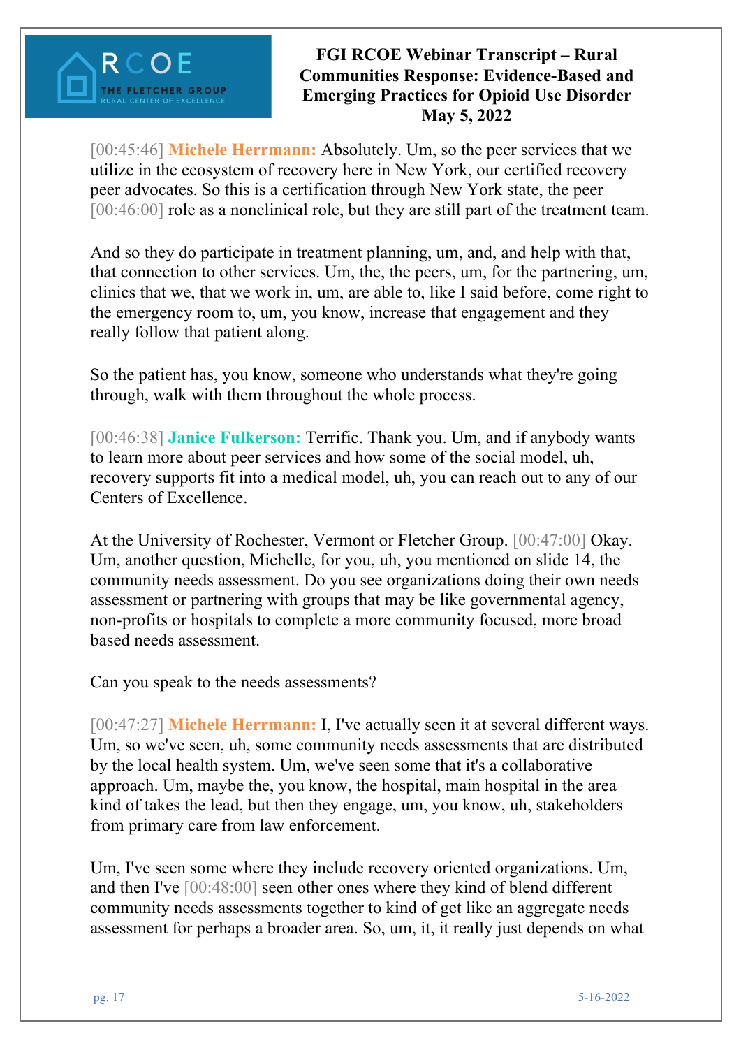[00:45:46] **Michele Herrmann:** Absolutely. Um, so the peer services that we utilize in the ecosystem of recovery here in New York, our certified recovery peer advocates. So this is a certification through New York state, the peer [00:46:00] role as a nonclinical role, but they are still part of the treatment team.

And so they do participate in treatment planning, um, and, and help with that, that connection to other services. Um, the, the peers, um, for the partnering, um, clinics that we, that we work in, um, are able to, like I said before, come right to the emergency room to, um, you know, increase that engagement and they really follow that patient along.

So the patient has, you know, someone who understands what they're going through, walk with them throughout the whole process.

[00:46:38] **Janice Fulkerson:** Terrific. Thank you. Um, and if anybody wants to learn more about peer services and how some of the social model, uh, recovery supports fit into a medical model, uh, you can reach out to any of our Centers of Excellence.

At the University of Rochester, Vermont or Fletcher Group. [00:47:00] Okay. Um, another question, Michelle, for you, uh, you mentioned on slide 14, the community needs assessment. Do you see organizations doing their own needs assessment or partnering with groups that may be like governmental agency, non-profits or hospitals to complete a more community focused, more broad based needs assessment.

Can you speak to the needs assessments?

[00:47:27] **Michele Herrmann:** I, I've actually seen it at several different ways. Um, so we've seen, uh, some community needs assessments that are distributed by the local health system. Um, we've seen some that it's a collaborative approach. Um, maybe the, you know, the hospital, main hospital in the area kind of takes the lead, but then they engage, um, you know, uh, stakeholders from primary care from law enforcement.

Um, I've seen some where they include recovery oriented organizations. Um, and then I've [00:48:00] seen other ones where they kind of blend different community needs assessments together to kind of get like an aggregate needs assessment for perhaps a broader area. So, um, it, it really just depends on what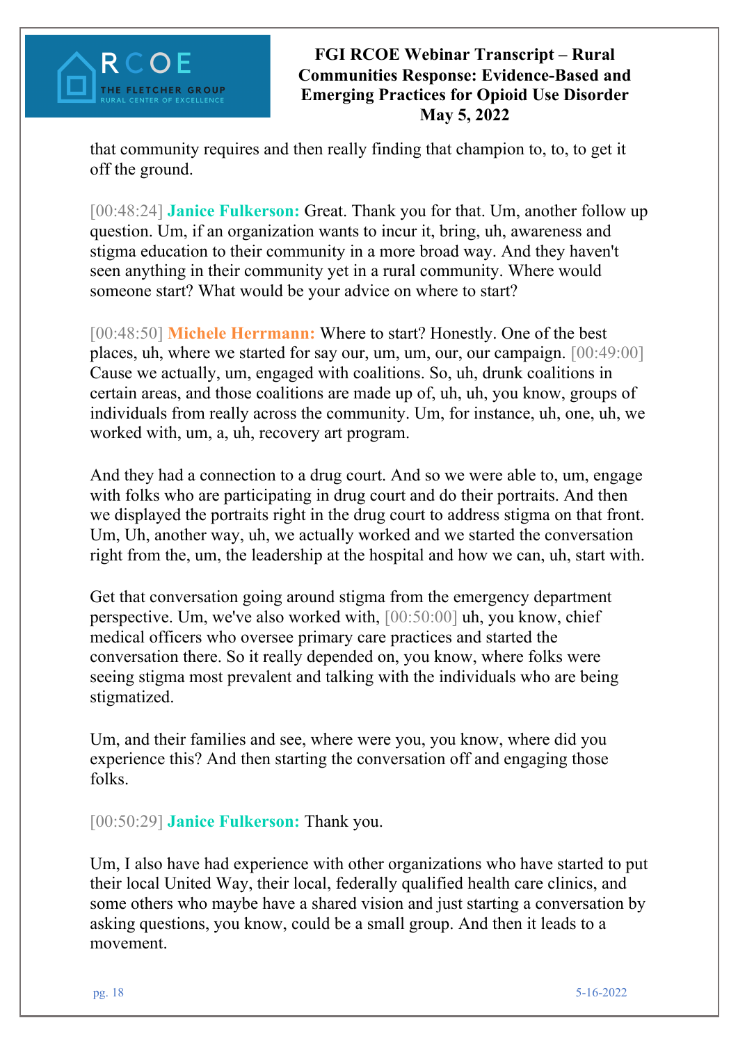that community requires and then really finding that champion to, to, to get it off the ground.

[00:48:24] **Janice Fulkerson:** Great. Thank you for that. Um, another follow up question. Um, if an organization wants to incur it, bring, uh, awareness and stigma education to their community in a more broad way. And they haven't seen anything in their community yet in a rural community. Where would someone start? What would be your advice on where to start?

[00:48:50] **Michele Herrmann:** Where to start? Honestly. One of the best places, uh, where we started for say our, um, um, our, our campaign. [00:49:00] Cause we actually, um, engaged with coalitions. So, uh, drunk coalitions in certain areas, and those coalitions are made up of, uh, uh, you know, groups of individuals from really across the community. Um, for instance, uh, one, uh, we worked with, um, a, uh, recovery art program.

And they had a connection to a drug court. And so we were able to, um, engage with folks who are participating in drug court and do their portraits. And then we displayed the portraits right in the drug court to address stigma on that front. Um, Uh, another way, uh, we actually worked and we started the conversation right from the, um, the leadership at the hospital and how we can, uh, start with.

Get that conversation going around stigma from the emergency department perspective. Um, we've also worked with, [00:50:00] uh, you know, chief medical officers who oversee primary care practices and started the conversation there. So it really depended on, you know, where folks were seeing stigma most prevalent and talking with the individuals who are being stigmatized.

Um, and their families and see, where were you, you know, where did you experience this? And then starting the conversation off and engaging those folks.

[00:50:29] **Janice Fulkerson:** Thank you.

Um, I also have had experience with other organizations who have started to put their local United Way, their local, federally qualified health care clinics, and some others who maybe have a shared vision and just starting a conversation by asking questions, you know, could be a small group. And then it leads to a movement.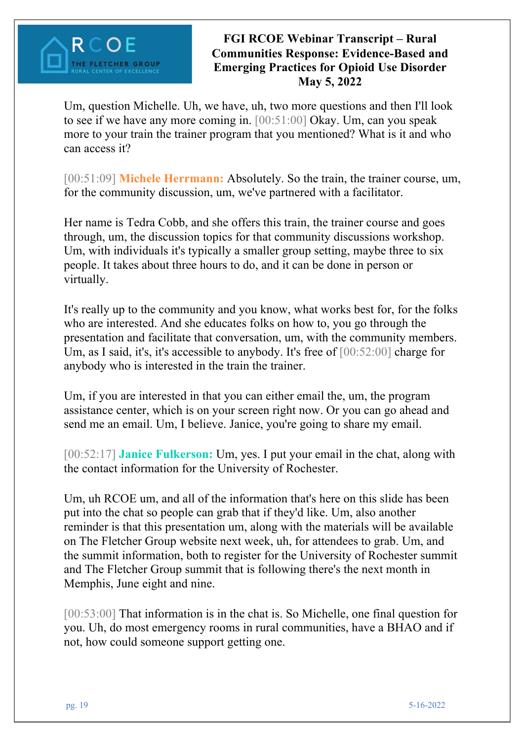Um, question Michelle. Uh, we have, uh, two more questions and then I'll look to see if we have any more coming in. [00:51:00] Okay. Um, can you speak more to your train the trainer program that you mentioned? What is it and who can access it?

[00:51:09] **Michele Herrmann:** Absolutely. So the train, the trainer course, um, for the community discussion, um, we've partnered with a facilitator.

Her name is Tedra Cobb, and she offers this train, the trainer course and goes through, um, the discussion topics for that community discussions workshop. Um, with individuals it's typically a smaller group setting, maybe three to six people. It takes about three hours to do, and it can be done in person or virtually.

It's really up to the community and you know, what works best for, for the folks who are interested. And she educates folks on how to, you go through the presentation and facilitate that conversation, um, with the community members. Um, as I said, it's, it's accessible to anybody. It's free of [00:52:00] charge for anybody who is interested in the train the trainer.

Um, if you are interested in that you can either email the, um, the program assistance center, which is on your screen right now. Or you can go ahead and send me an email. Um, I believe. Janice, you're going to share my email.

[00:52:17] **Janice Fulkerson:** Um, yes. I put your email in the chat, along with the contact information for the University of Rochester.

Um, uh RCOE um, and all of the information that's here on this slide has been put into the chat so people can grab that if they'd like. Um, also another reminder is that this presentation um, along with the materials will be available on The Fletcher Group website next week, uh, for attendees to grab. Um, and the summit information, both to register for the University of Rochester summit and The Fletcher Group summit that is following there's the next month in Memphis, June eight and nine.

[00:53:00] That information is in the chat is. So Michelle, one final question for you. Uh, do most emergency rooms in rural communities, have a BHAO and if not, how could someone support getting one.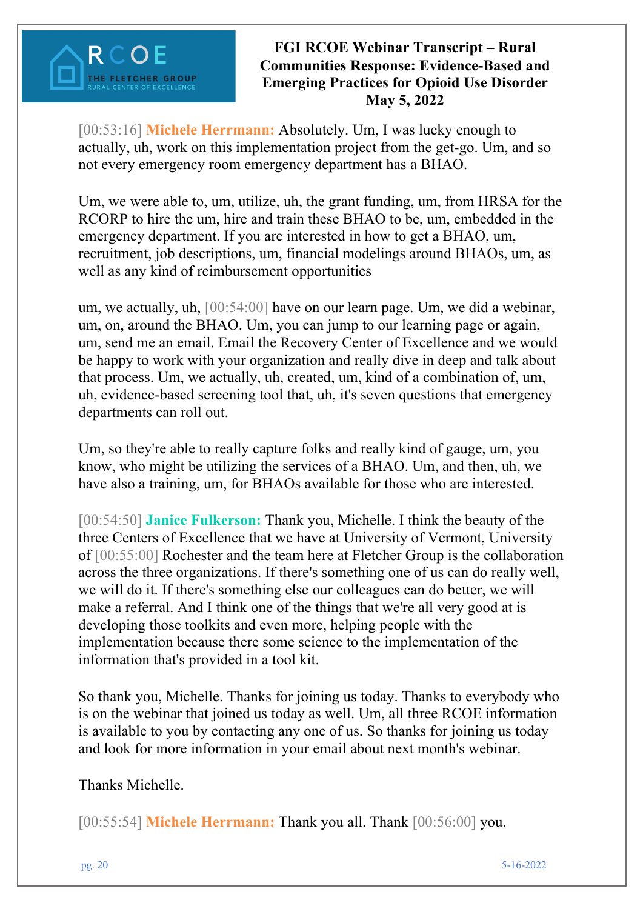[00:53:16] **Michele Herrmann:** Absolutely. Um, I was lucky enough to actually, uh, work on this implementation project from the get-go. Um, and so not every emergency room emergency department has a BHAO.

Um, we were able to, um, utilize, uh, the grant funding, um, from HRSA for the RCORP to hire the um, hire and train these BHAO to be, um, embedded in the emergency department. If you are interested in how to get a BHAO, um, recruitment, job descriptions, um, financial modelings around BHAOs, um, as well as any kind of reimbursement opportunities

um, we actually, uh, [00:54:00] have on our learn page. Um, we did a webinar, um, on, around the BHAO. Um, you can jump to our learning page or again, um, send me an email. Email the Recovery Center of Excellence and we would be happy to work with your organization and really dive in deep and talk about that process. Um, we actually, uh, created, um, kind of a combination of, um, uh, evidence-based screening tool that, uh, it's seven questions that emergency departments can roll out.

Um, so they're able to really capture folks and really kind of gauge, um, you know, who might be utilizing the services of a BHAO. Um, and then, uh, we have also a training, um, for BHAOs available for those who are interested.

[00:54:50] **Janice Fulkerson:** Thank you, Michelle. I think the beauty of the three Centers of Excellence that we have at University of Vermont, University of [00:55:00] Rochester and the team here at Fletcher Group is the collaboration across the three organizations. If there's something one of us can do really well, we will do it. If there's something else our colleagues can do better, we will make a referral. And I think one of the things that we're all very good at is developing those toolkits and even more, helping people with the implementation because there some science to the implementation of the information that's provided in a tool kit.

So thank you, Michelle. Thanks for joining us today. Thanks to everybody who is on the webinar that joined us today as well. Um, all three RCOE information is available to you by contacting any one of us. So thanks for joining us today and look for more information in your email about next month's webinar.

Thanks Michelle.

[00:55:54] **Michele Herrmann:** Thank you all. Thank [00:56:00] you.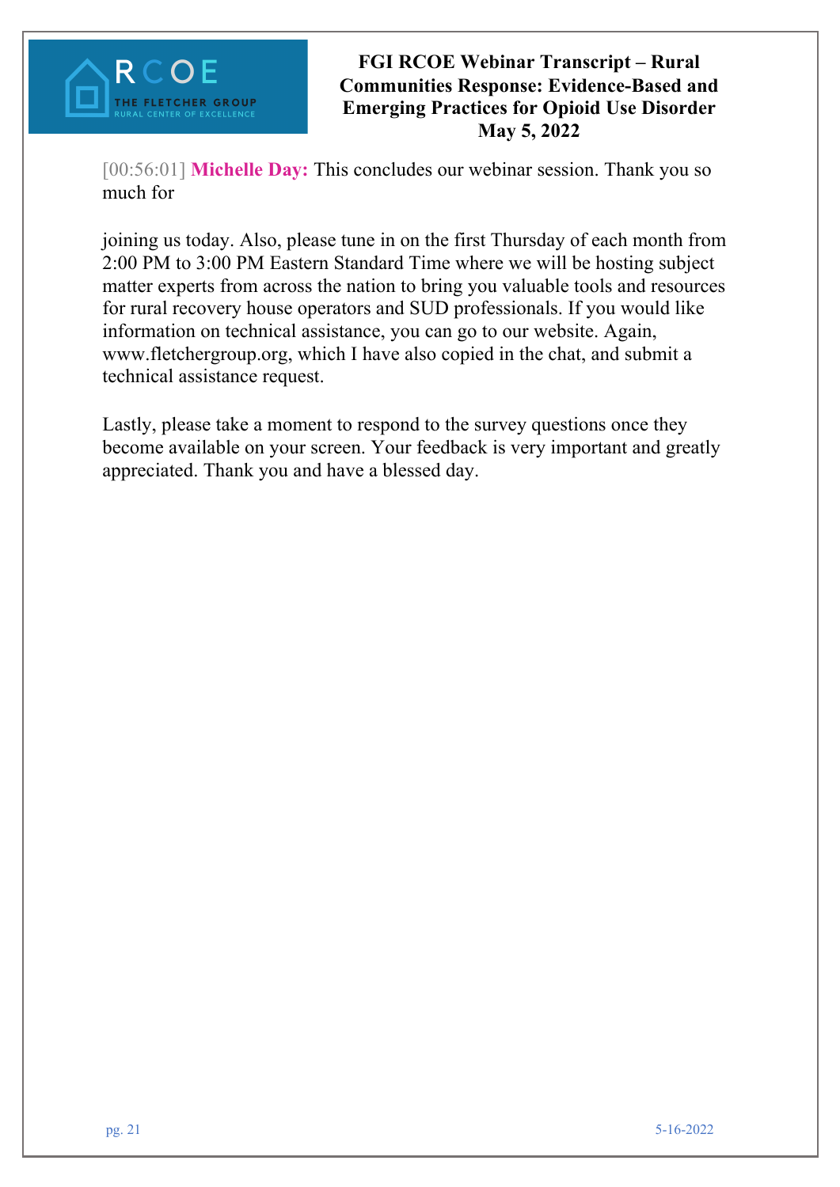[00:56:01] **Michelle Day:** This concludes our webinar session. Thank you so much for

joining us today. Also, please tune in on the first Thursday of each month from 2:00 PM to 3:00 PM Eastern Standard Time where we will be hosting subject matter experts from across the nation to bring you valuable tools and resources for rural recovery house operators and SUD professionals. If you would like information on technical assistance, you can go to our website. Again, www.fletchergroup.org, which I have also copied in the chat, and submit a technical assistance request.

Lastly, please take a moment to respond to the survey questions once they become available on your screen. Your feedback is very important and greatly appreciated. Thank you and have a blessed day.